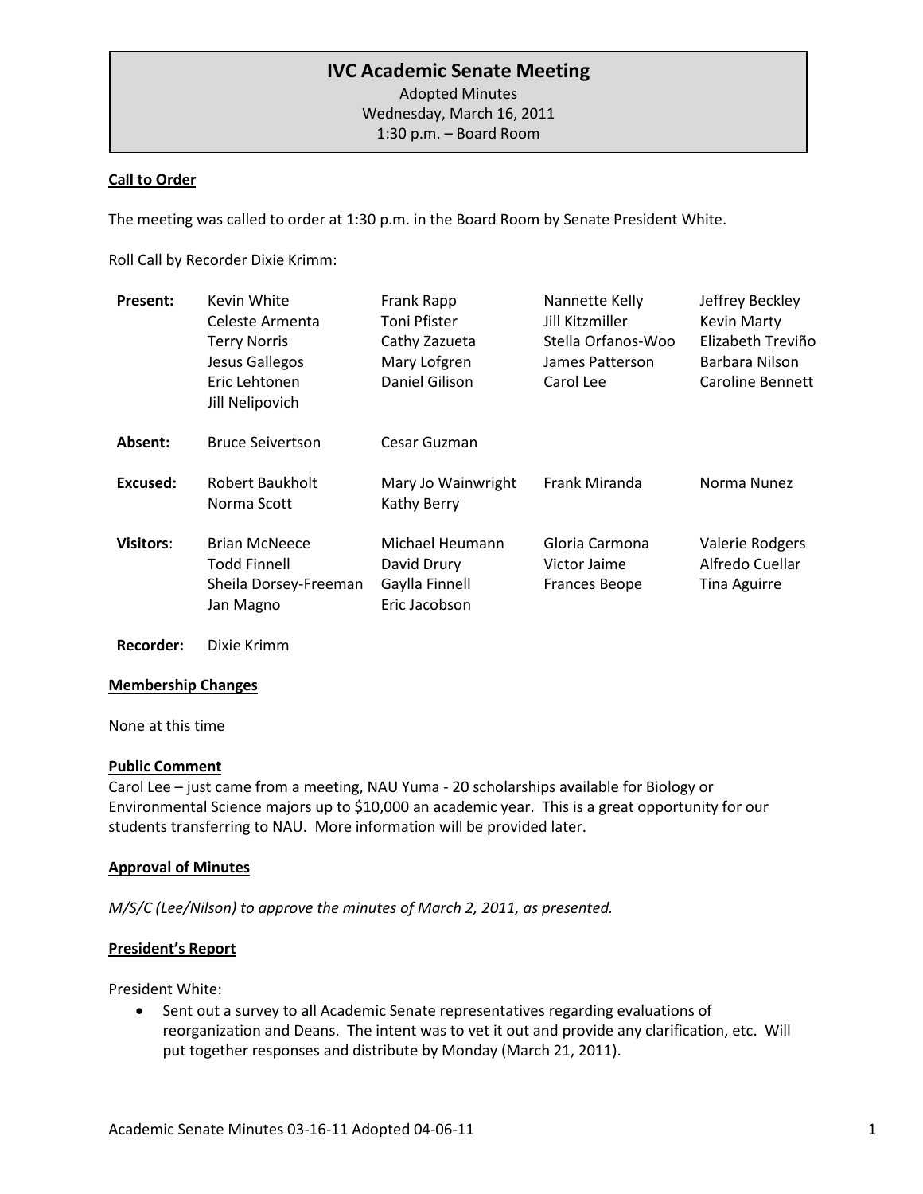# IVC Academic Senate Meeting

Adopted Minutes
Wednesday, March 16, 2011
1:30 p.m. – Board Room

**Call to Order**

The meeting was called to order at 1:30 p.m. in the Board Room by Senate President White.

Roll Call by Recorder Dixie Krimm:

| | | | | |
|---|---|---|---|---|
| **Present:** | Kevin White<br>Celeste Armenta<br>Terry Norris<br>Jesus Gallegos<br>Eric Lehtonen<br>Jill Nelipovich | Frank Rapp<br>Toni Pfister<br>Cathy Zazueta<br>Mary Lofgren<br>Daniel Gilison | Nannette Kelly<br>Jill Kitzmiller<br>Stella Orfanos-Woo<br>James Patterson<br>Carol Lee | Jeffrey Beckley<br>Kevin Marty<br>Elizabeth Treviño<br>Barbara Nilson<br>Caroline Bennett |
| **Absent:** | Bruce Seivertson | Cesar Guzman | | |
| **Excused:** | Robert Baukholt<br>Norma Scott | Mary Jo Wainwright<br>Kathy Berry | Frank Miranda | Norma Nunez |
| **Visitors:** | Brian McNeece<br>Todd Finnell<br>Sheila Dorsey-Freeman<br>Jan Magno | Michael Heumann<br>David Drury<br>Gaylla Finnell<br>Eric Jacobson | Gloria Carmona<br>Victor Jaime<br>Frances Beope | Valerie Rodgers<br>Alfredo Cuellar<br>Tina Aguirre |
| **Recorder:** | Dixie Krimm | | | |

**Membership Changes**

None at this time

**Public Comment**

Carol Lee – just came from a meeting, NAU Yuma - 20 scholarships available for Biology or Environmental Science majors up to $10,000 an academic year. This is a great opportunity for our students transferring to NAU. More information will be provided later.

**Approval of Minutes**

*M/S/C (Lee/Nilson) to approve the minutes of March 2, 2011, as presented.*

**President's Report**

President White:

- Sent out a survey to all Academic Senate representatives regarding evaluations of reorganization and Deans. The intent was to vet it out and provide any clarification, etc. Will put together responses and distribute by Monday (March 21, 2011).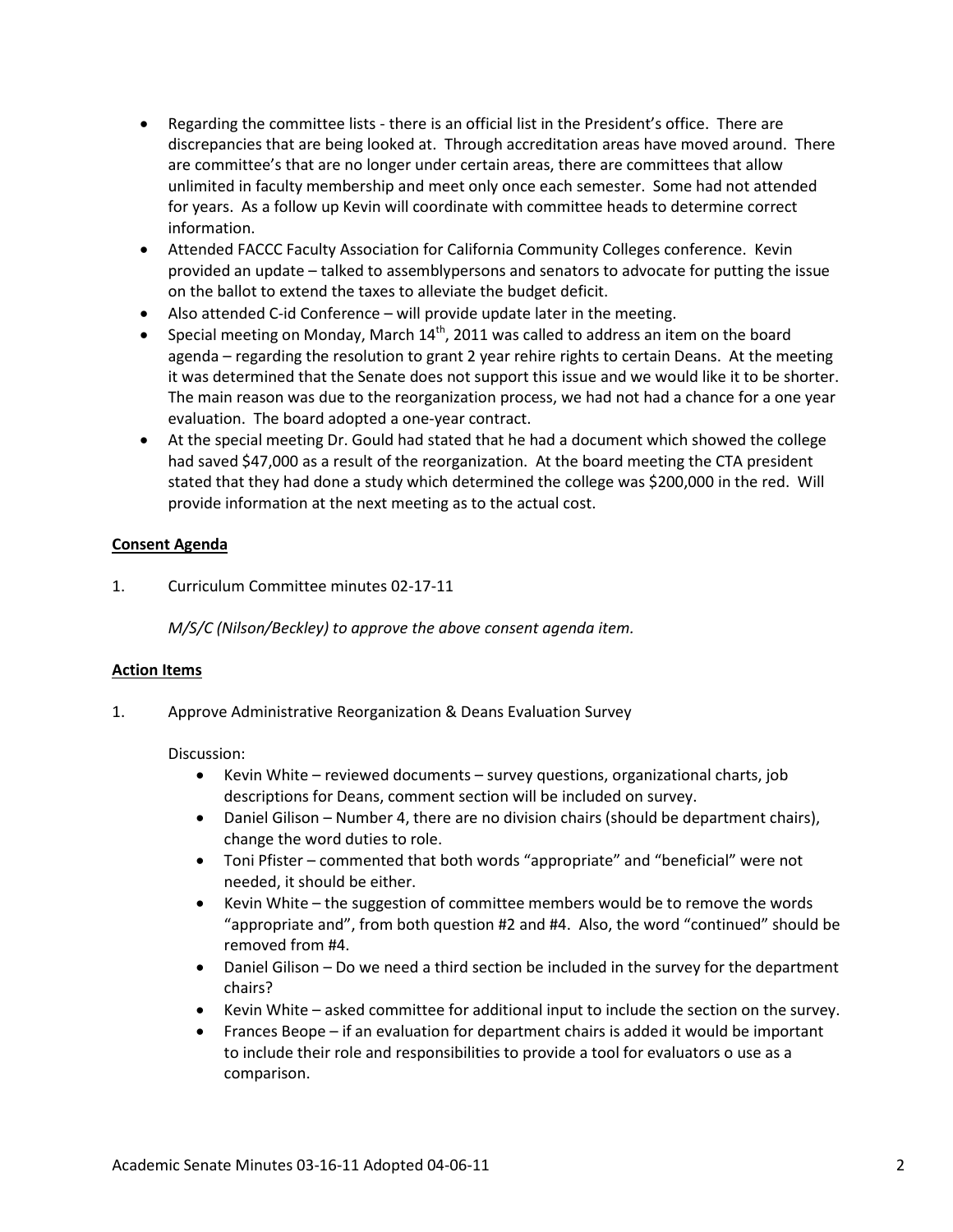- Regarding the committee lists - there is an official list in the President's office. There are discrepancies that are being looked at. Through accreditation areas have moved around. There are committee's that are no longer under certain areas, there are committees that allow unlimited in faculty membership and meet only once each semester. Some had not attended for years. As a follow up Kevin will coordinate with committee heads to determine correct information.
- Attended FACCC Faculty Association for California Community Colleges conference. Kevin provided an update – talked to assemblypersons and senators to advocate for putting the issue on the ballot to extend the taxes to alleviate the budget deficit.
- Also attended C-id Conference – will provide update later in the meeting.
- Special meeting on Monday, March 14th, 2011 was called to address an item on the board agenda – regarding the resolution to grant 2 year rehire rights to certain Deans. At the meeting it was determined that the Senate does not support this issue and we would like it to be shorter. The main reason was due to the reorganization process, we had not had a chance for a one year evaluation. The board adopted a one-year contract.
- At the special meeting Dr. Gould had stated that he had a document which showed the college had saved $47,000 as a result of the reorganization. At the board meeting the CTA president stated that they had done a study which determined the college was $200,000 in the red. Will provide information at the next meeting as to the actual cost.

**Consent Agenda**

1. Curriculum Committee minutes 02-17-11

   *M/S/C (Nilson/Beckley) to approve the above consent agenda item.*

**Action Items**

1. Approve Administrative Reorganization & Deans Evaluation Survey

   Discussion:

   - Kevin White – reviewed documents – survey questions, organizational charts, job descriptions for Deans, comment section will be included on survey.
   - Daniel Gilison – Number 4, there are no division chairs (should be department chairs), change the word duties to role.
   - Toni Pfister – commented that both words "appropriate" and "beneficial" were not needed, it should be either.
   - Kevin White – the suggestion of committee members would be to remove the words "appropriate and", from both question #2 and #4. Also, the word "continued" should be removed from #4.
   - Daniel Gilison – Do we need a third section be included in the survey for the department chairs?
   - Kevin White – asked committee for additional input to include the section on the survey.
   - Frances Beope – if an evaluation for department chairs is added it would be important to include their role and responsibilities to provide a tool for evaluators o use as a comparison.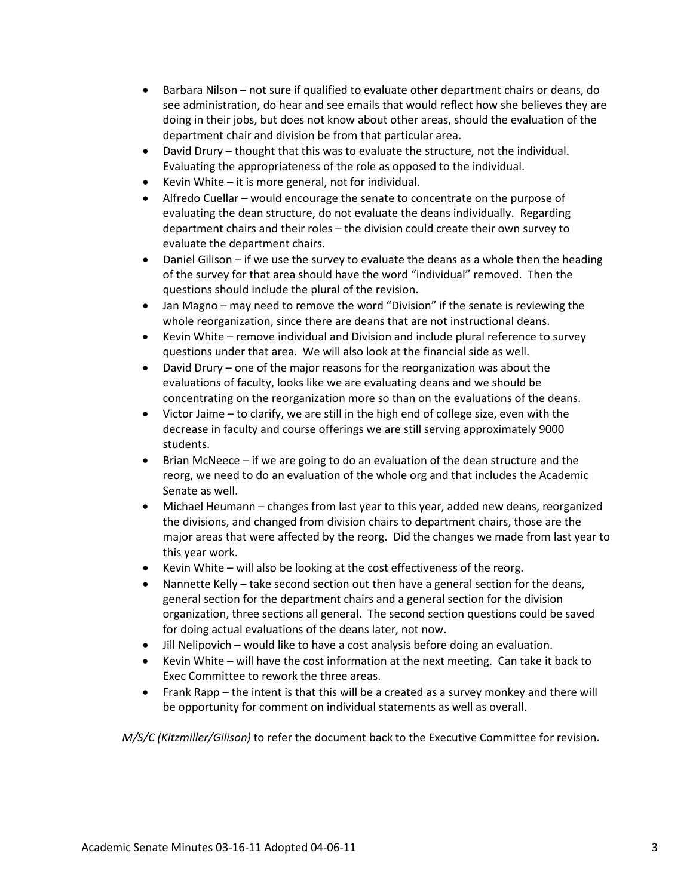- Barbara Nilson – not sure if qualified to evaluate other department chairs or deans, do see administration, do hear and see emails that would reflect how she believes they are doing in their jobs, but does not know about other areas, should the evaluation of the department chair and division be from that particular area.
- David Drury – thought that this was to evaluate the structure, not the individual. Evaluating the appropriateness of the role as opposed to the individual.
- Kevin White – it is more general, not for individual.
- Alfredo Cuellar – would encourage the senate to concentrate on the purpose of evaluating the dean structure, do not evaluate the deans individually. Regarding department chairs and their roles – the division could create their own survey to evaluate the department chairs.
- Daniel Gilison – if we use the survey to evaluate the deans as a whole then the heading of the survey for that area should have the word "individual" removed. Then the questions should include the plural of the revision.
- Jan Magno – may need to remove the word "Division" if the senate is reviewing the whole reorganization, since there are deans that are not instructional deans.
- Kevin White – remove individual and Division and include plural reference to survey questions under that area. We will also look at the financial side as well.
- David Drury – one of the major reasons for the reorganization was about the evaluations of faculty, looks like we are evaluating deans and we should be concentrating on the reorganization more so than on the evaluations of the deans.
- Victor Jaime – to clarify, we are still in the high end of college size, even with the decrease in faculty and course offerings we are still serving approximately 9000 students.
- Brian McNeece – if we are going to do an evaluation of the dean structure and the reorg, we need to do an evaluation of the whole org and that includes the Academic Senate as well.
- Michael Heumann – changes from last year to this year, added new deans, reorganized the divisions, and changed from division chairs to department chairs, those are the major areas that were affected by the reorg. Did the changes we made from last year to this year work.
- Kevin White – will also be looking at the cost effectiveness of the reorg.
- Nannette Kelly – take second section out then have a general section for the deans, general section for the department chairs and a general section for the division organization, three sections all general. The second section questions could be saved for doing actual evaluations of the deans later, not now.
- Jill Nelipovich – would like to have a cost analysis before doing an evaluation.
- Kevin White – will have the cost information at the next meeting. Can take it back to Exec Committee to rework the three areas.
- Frank Rapp – the intent is that this will be a created as a survey monkey and there will be opportunity for comment on individual statements as well as overall.

*M/S/C (Kitzmiller/Gilison)* to refer the document back to the Executive Committee for revision.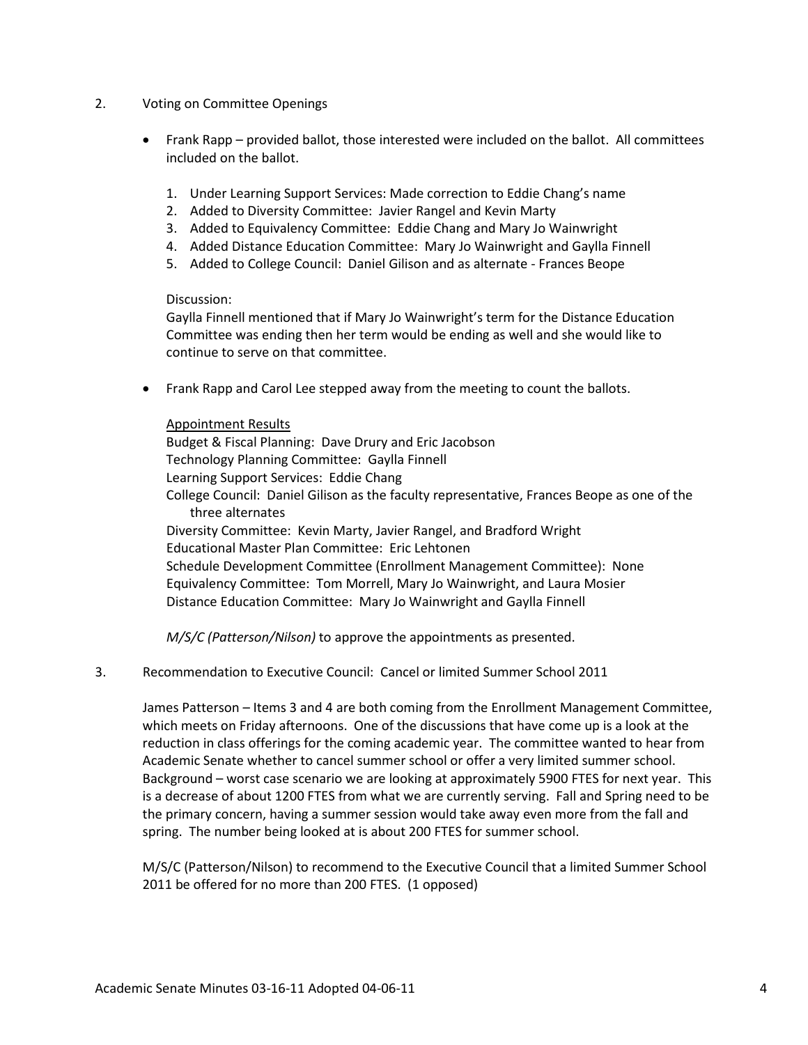2. Voting on Committee Openings

- Frank Rapp – provided ballot, those interested were included on the ballot. All committees included on the ballot.

  1. Under Learning Support Services: Made correction to Eddie Chang's name
  2. Added to Diversity Committee: Javier Rangel and Kevin Marty
  3. Added to Equivalency Committee: Eddie Chang and Mary Jo Wainwright
  4. Added Distance Education Committee: Mary Jo Wainwright and Gaylla Finnell
  5. Added to College Council: Daniel Gilison and as alternate - Frances Beope

  Discussion:
  Gaylla Finnell mentioned that if Mary Jo Wainwright's term for the Distance Education Committee was ending then her term would be ending as well and she would like to continue to serve on that committee.

- Frank Rapp and Carol Lee stepped away from the meeting to count the ballots.

  Appointment Results
  Budget & Fiscal Planning: Dave Drury and Eric Jacobson
  Technology Planning Committee: Gaylla Finnell
  Learning Support Services: Eddie Chang
  College Council: Daniel Gilison as the faculty representative, Frances Beope as one of the three alternates
  Diversity Committee: Kevin Marty, Javier Rangel, and Bradford Wright
  Educational Master Plan Committee: Eric Lehtonen
  Schedule Development Committee (Enrollment Management Committee): None
  Equivalency Committee: Tom Morrell, Mary Jo Wainwright, and Laura Mosier
  Distance Education Committee: Mary Jo Wainwright and Gaylla Finnell

  *M/S/C (Patterson/Nilson)* to approve the appointments as presented.

3. Recommendation to Executive Council: Cancel or limited Summer School 2011

James Patterson – Items 3 and 4 are both coming from the Enrollment Management Committee, which meets on Friday afternoons. One of the discussions that have come up is a look at the reduction in class offerings for the coming academic year. The committee wanted to hear from Academic Senate whether to cancel summer school or offer a very limited summer school. Background – worst case scenario we are looking at approximately 5900 FTES for next year. This is a decrease of about 1200 FTES from what we are currently serving. Fall and Spring need to be the primary concern, having a summer session would take away even more from the fall and spring. The number being looked at is about 200 FTES for summer school.

M/S/C (Patterson/Nilson) to recommend to the Executive Council that a limited Summer School 2011 be offered for no more than 200 FTES. (1 opposed)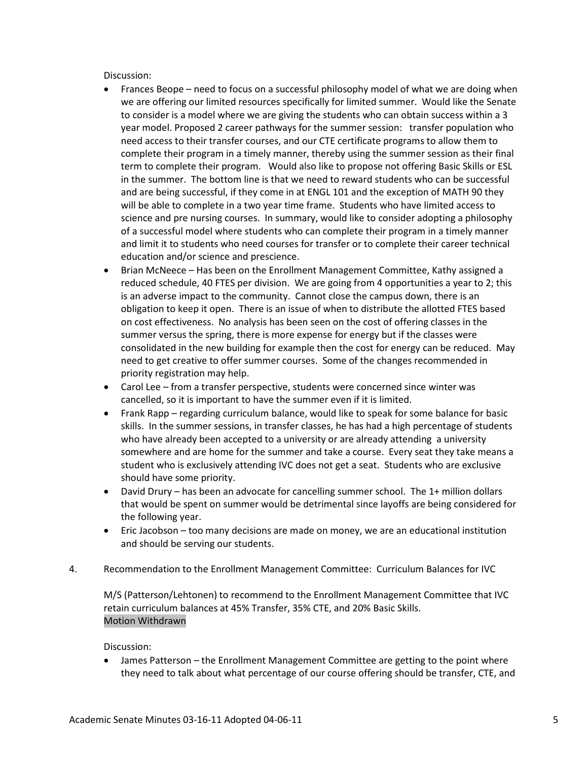Discussion:

- Frances Beope – need to focus on a successful philosophy model of what we are doing when we are offering our limited resources specifically for limited summer. Would like the Senate to consider is a model where we are giving the students who can obtain success within a 3 year model. Proposed 2 career pathways for the summer session: transfer population who need access to their transfer courses, and our CTE certificate programs to allow them to complete their program in a timely manner, thereby using the summer session as their final term to complete their program. Would also like to propose not offering Basic Skills or ESL in the summer. The bottom line is that we need to reward students who can be successful and are being successful, if they come in at ENGL 101 and the exception of MATH 90 they will be able to complete in a two year time frame. Students who have limited access to science and pre nursing courses. In summary, would like to consider adopting a philosophy of a successful model where students who can complete their program in a timely manner and limit it to students who need courses for transfer or to complete their career technical education and/or science and prescience.
- Brian McNeece – Has been on the Enrollment Management Committee, Kathy assigned a reduced schedule, 40 FTES per division. We are going from 4 opportunities a year to 2; this is an adverse impact to the community. Cannot close the campus down, there is an obligation to keep it open. There is an issue of when to distribute the allotted FTES based on cost effectiveness. No analysis has been seen on the cost of offering classes in the summer versus the spring, there is more expense for energy but if the classes were consolidated in the new building for example then the cost for energy can be reduced. May need to get creative to offer summer courses. Some of the changes recommended in priority registration may help.
- Carol Lee – from a transfer perspective, students were concerned since winter was cancelled, so it is important to have the summer even if it is limited.
- Frank Rapp – regarding curriculum balance, would like to speak for some balance for basic skills. In the summer sessions, in transfer classes, he has had a high percentage of students who have already been accepted to a university or are already attending a university somewhere and are home for the summer and take a course. Every seat they take means a student who is exclusively attending IVC does not get a seat. Students who are exclusive should have some priority.
- David Drury – has been an advocate for cancelling summer school. The 1+ million dollars that would be spent on summer would be detrimental since layoffs are being considered for the following year.
- Eric Jacobson – too many decisions are made on money, we are an educational institution and should be serving our students.

4. Recommendation to the Enrollment Management Committee: Curriculum Balances for IVC

M/S (Patterson/Lehtonen) to recommend to the Enrollment Management Committee that IVC retain curriculum balances at 45% Transfer, 35% CTE, and 20% Basic Skills.
Motion Withdrawn

Discussion:

- James Patterson – the Enrollment Management Committee are getting to the point where they need to talk about what percentage of our course offering should be transfer, CTE, and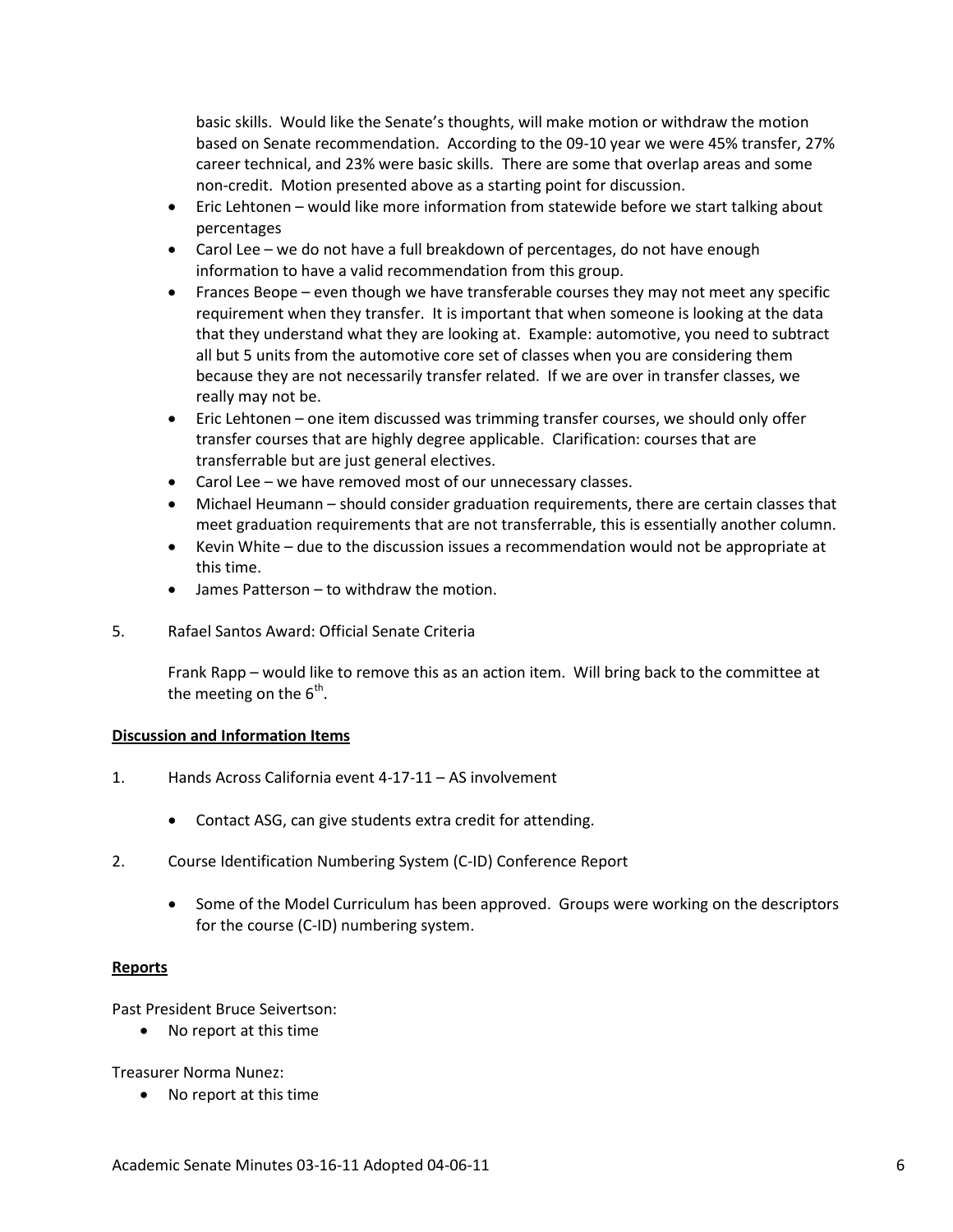basic skills. Would like the Senate's thoughts, will make motion or withdraw the motion based on Senate recommendation. According to the 09-10 year we were 45% transfer, 27% career technical, and 23% were basic skills. There are some that overlap areas and some non-credit. Motion presented above as a starting point for discussion.

- Eric Lehtonen – would like more information from statewide before we start talking about percentages
- Carol Lee – we do not have a full breakdown of percentages, do not have enough information to have a valid recommendation from this group.
- Frances Beope – even though we have transferable courses they may not meet any specific requirement when they transfer. It is important that when someone is looking at the data that they understand what they are looking at. Example: automotive, you need to subtract all but 5 units from the automotive core set of classes when you are considering them because they are not necessarily transfer related. If we are over in transfer classes, we really may not be.
- Eric Lehtonen – one item discussed was trimming transfer courses, we should only offer transfer courses that are highly degree applicable. Clarification: courses that are transferrable but are just general electives.
- Carol Lee – we have removed most of our unnecessary classes.
- Michael Heumann – should consider graduation requirements, there are certain classes that meet graduation requirements that are not transferrable, this is essentially another column.
- Kevin White – due to the discussion issues a recommendation would not be appropriate at this time.
- James Patterson – to withdraw the motion.

5. Rafael Santos Award: Official Senate Criteria

   Frank Rapp – would like to remove this as an action item. Will bring back to the committee at the meeting on the 6th.

**Discussion and Information Items**

1. Hands Across California event 4-17-11 – AS involvement

   - Contact ASG, can give students extra credit for attending.

2. Course Identification Numbering System (C-ID) Conference Report

   - Some of the Model Curriculum has been approved. Groups were working on the descriptors for the course (C-ID) numbering system.

**Reports**

Past President Bruce Seivertson:

- No report at this time

Treasurer Norma Nunez:

- No report at this time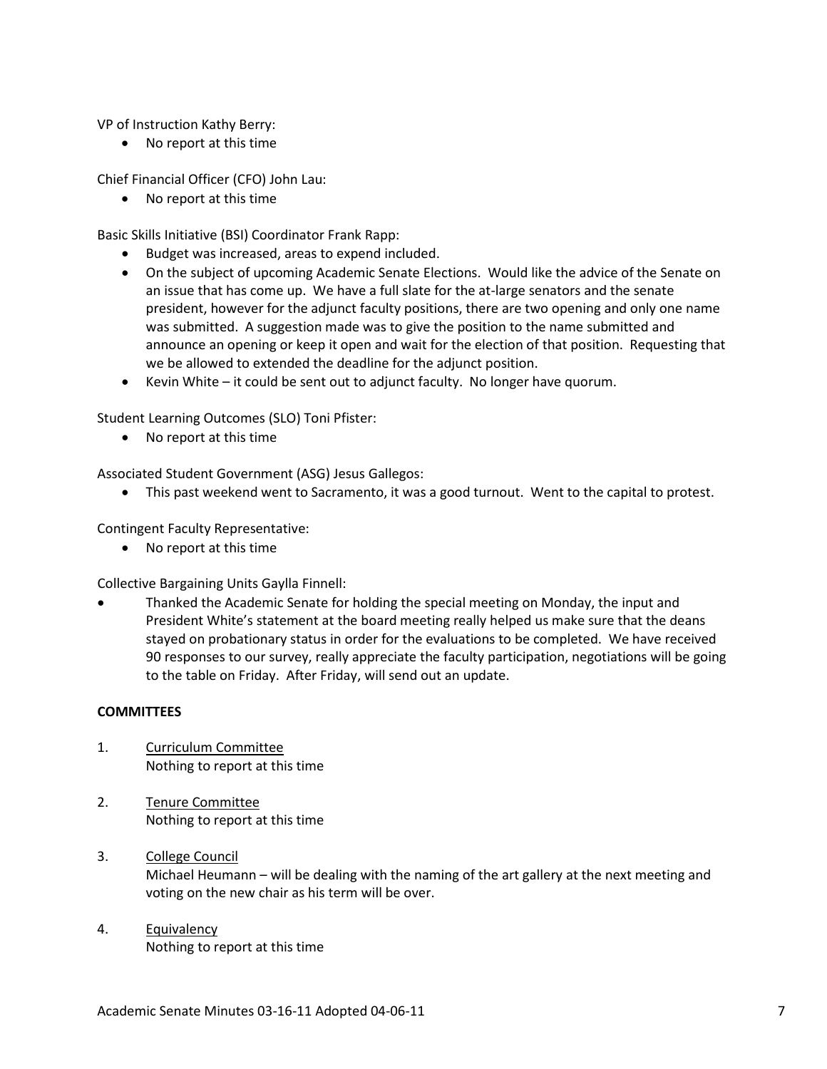VP of Instruction Kathy Berry:

- No report at this time

Chief Financial Officer (CFO) John Lau:

- No report at this time

Basic Skills Initiative (BSI) Coordinator Frank Rapp:

- Budget was increased, areas to expend included.
- On the subject of upcoming Academic Senate Elections. Would like the advice of the Senate on an issue that has come up. We have a full slate for the at-large senators and the senate president, however for the adjunct faculty positions, there are two opening and only one name was submitted. A suggestion made was to give the position to the name submitted and announce an opening or keep it open and wait for the election of that position. Requesting that we be allowed to extended the deadline for the adjunct position.
- Kevin White – it could be sent out to adjunct faculty. No longer have quorum.

Student Learning Outcomes (SLO) Toni Pfister:

- No report at this time

Associated Student Government (ASG) Jesus Gallegos:

- This past weekend went to Sacramento, it was a good turnout. Went to the capital to protest.

Contingent Faculty Representative:

- No report at this time

Collective Bargaining Units Gaylla Finnell:

- Thanked the Academic Senate for holding the special meeting on Monday, the input and President White's statement at the board meeting really helped us make sure that the deans stayed on probationary status in order for the evaluations to be completed. We have received 90 responses to our survey, really appreciate the faculty participation, negotiations will be going to the table on Friday. After Friday, will send out an update.

**COMMITTEES**

1. Curriculum Committee
   Nothing to report at this time

2. Tenure Committee
   Nothing to report at this time

3. College Council
   Michael Heumann – will be dealing with the naming of the art gallery at the next meeting and voting on the new chair as his term will be over.

4. Equivalency
   Nothing to report at this time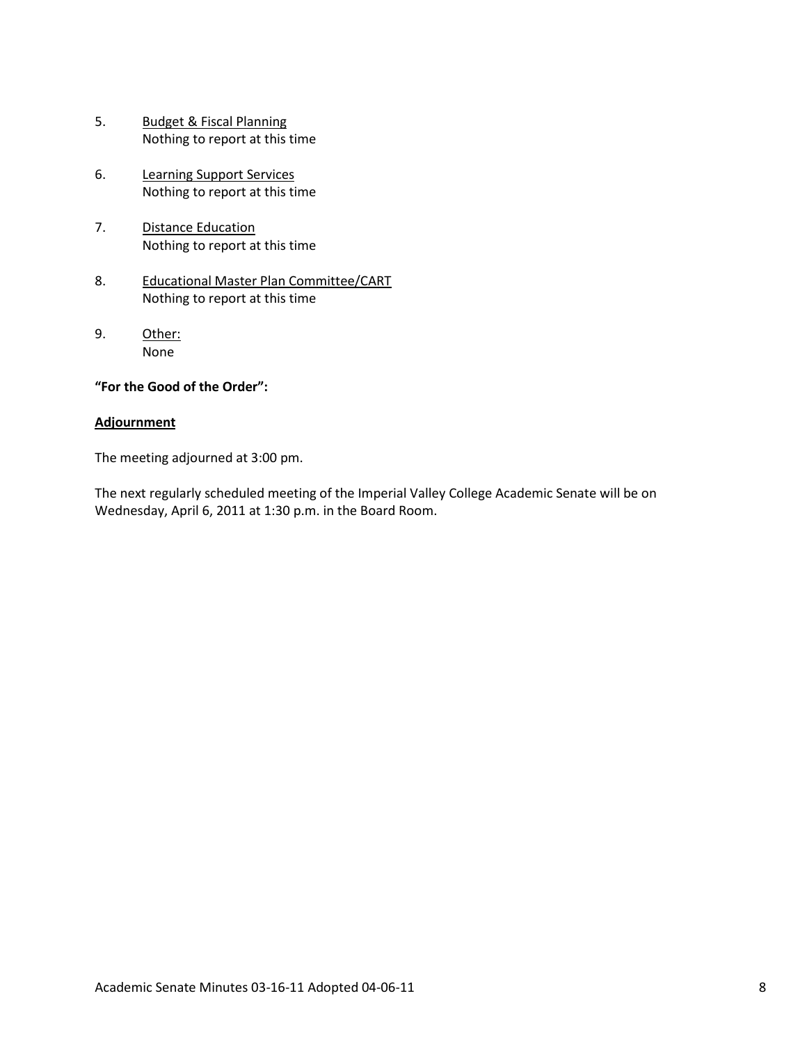5. <u>Budget & Fiscal Planning</u>
   Nothing to report at this time

6. <u>Learning Support Services</u>
   Nothing to report at this time

7. <u>Distance Education</u>
   Nothing to report at this time

8. <u>Educational Master Plan Committee/CART</u>
   Nothing to report at this time

9. <u>Other:</u>
   None

**"For the Good of the Order":**

**<u>Adjournment</u>**

The meeting adjourned at 3:00 pm.

The next regularly scheduled meeting of the Imperial Valley College Academic Senate will be on Wednesday, April 6, 2011 at 1:30 p.m. in the Board Room.